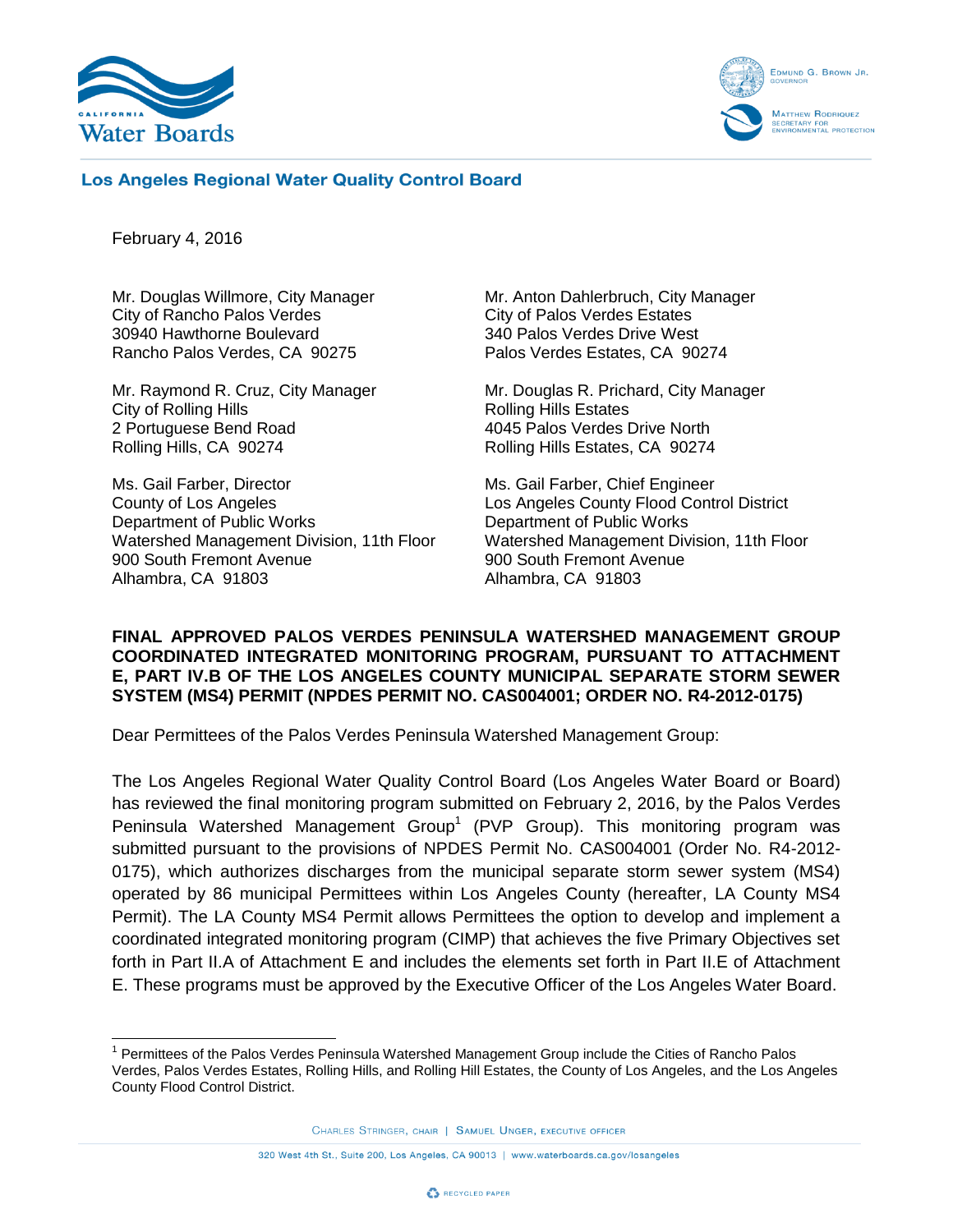**Los Angeles Regional Water Quality Control Board**

February 4, 2016

Mr. Douglas Willmore, City Manager
City of Rancho Palos Verdes
30940 Hawthorne Boulevard
Rancho Palos Verdes, CA 90275

Mr. Anton Dahlerbruch, City Manager
City of Palos Verdes Estates
340 Palos Verdes Drive West
Palos Verdes Estates, CA 90274

Mr. Raymond R. Cruz, City Manager
City of Rolling Hills
2 Portuguese Bend Road
Rolling Hills, CA 90274

Mr. Douglas R. Prichard, City Manager
Rolling Hills Estates
4045 Palos Verdes Drive North
Rolling Hills Estates, CA 90274

Ms. Gail Farber, Director
County of Los Angeles
Department of Public Works
Watershed Management Division, 11th Floor
900 South Fremont Avenue
Alhambra, CA 91803

Ms. Gail Farber, Chief Engineer
Los Angeles County Flood Control District
Department of Public Works
Watershed Management Division, 11th Floor
900 South Fremont Avenue
Alhambra, CA 91803

**FINAL APPROVED PALOS VERDES PENINSULA WATERSHED MANAGEMENT GROUP COORDINATED INTEGRATED MONITORING PROGRAM, PURSUANT TO ATTACHMENT E, PART IV.B OF THE LOS ANGELES COUNTY MUNICIPAL SEPARATE STORM SEWER SYSTEM (MS4) PERMIT (NPDES PERMIT NO. CAS004001; ORDER NO. R4-2012-0175)**

Dear Permittees of the Palos Verdes Peninsula Watershed Management Group:

The Los Angeles Regional Water Quality Control Board (Los Angeles Water Board or Board) has reviewed the final monitoring program submitted on February 2, 2016, by the Palos Verdes Peninsula Watershed Management Group[1] (PVP Group). This monitoring program was submitted pursuant to the provisions of NPDES Permit No. CAS004001 (Order No. R4-2012-0175), which authorizes discharges from the municipal separate storm sewer system (MS4) operated by 86 municipal Permittees within Los Angeles County (hereafter, LA County MS4 Permit). The LA County MS4 Permit allows Permittees the option to develop and implement a coordinated integrated monitoring program (CIMP) that achieves the five Primary Objectives set forth in Part II.A of Attachment E and includes the elements set forth in Part II.E of Attachment E. These programs must be approved by the Executive Officer of the Los Angeles Water Board.

[1] Permittees of the Palos Verdes Peninsula Watershed Management Group include the Cities of Rancho Palos Verdes, Palos Verdes Estates, Rolling Hills, and Rolling Hill Estates, the County of Los Angeles, and the Los Angeles County Flood Control District.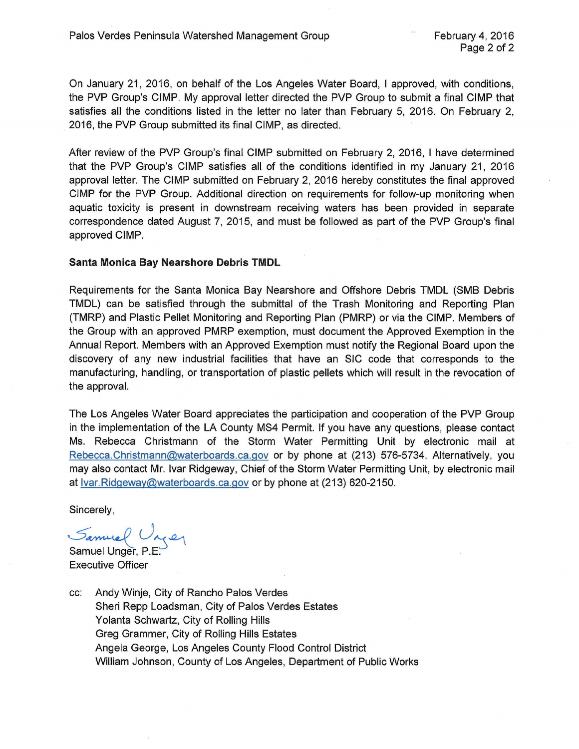On January 21, 2016, on behalf of the Los Angeles Water Board, I approved, with conditions, the PVP Group's CIMP. My approval letter directed the PVP Group to submit a final CIMP that satisfies all the conditions listed in the letter no later than February 5, 2016. On February 2, 2016, the PVP Group submitted its final CIMP, as directed.

After review of the PVP Group's final CIMP submitted on February 2, 2016, I have determined that the PVP Group's CIMP satisfies all of the conditions identified in my January 21, 2016 approval letter. The CIMP submitted on February 2, 2016 hereby constitutes the final approved CIMP for the PVP Group. Additional direction on requirements for follow-up monitoring when aquatic toxicity is present in downstream receiving waters has been provided in separate correspondence dated August 7, 2015, and must be followed as part of the PVP Group's final approved CIMP.

**Santa Monica Bay Nearshore Debris TMDL**

Requirements for the Santa Monica Bay Nearshore and Offshore Debris TMDL (SMB Debris TMDL) can be satisfied through the submittal of the Trash Monitoring and Reporting Plan (TMRP) and Plastic Pellet Monitoring and Reporting Plan (PMRP) or via the CIMP. Members of the Group with an approved PMRP exemption, must document the Approved Exemption in the Annual Report. Members with an Approved Exemption must notify the Regional Board upon the discovery of any new industrial facilities that have an SIC code that corresponds to the manufacturing, handling, or transportation of plastic pellets which will result in the revocation of the approval.

The Los Angeles Water Board appreciates the participation and cooperation of the PVP Group in the implementation of the LA County MS4 Permit. If you have any questions, please contact Ms. Rebecca Christmann of the Storm Water Permitting Unit by electronic mail at Rebecca.Christmann@waterboards.ca.gov or by phone at (213) 576-5734. Alternatively, you may also contact Mr. Ivar Ridgeway, Chief of the Storm Water Permitting Unit, by electronic mail at Ivar.Ridgeway@waterboards.ca.gov or by phone at (213) 620-2150.

Sincerely,

Samuel Unger, P.E.
Executive Officer

cc: Andy Winje, City of Rancho Palos Verdes
Sheri Repp Loadsman, City of Palos Verdes Estates
Yolanta Schwartz, City of Rolling Hills
Greg Grammer, City of Rolling Hills Estates
Angela George, Los Angeles County Flood Control District
William Johnson, County of Los Angeles, Department of Public Works